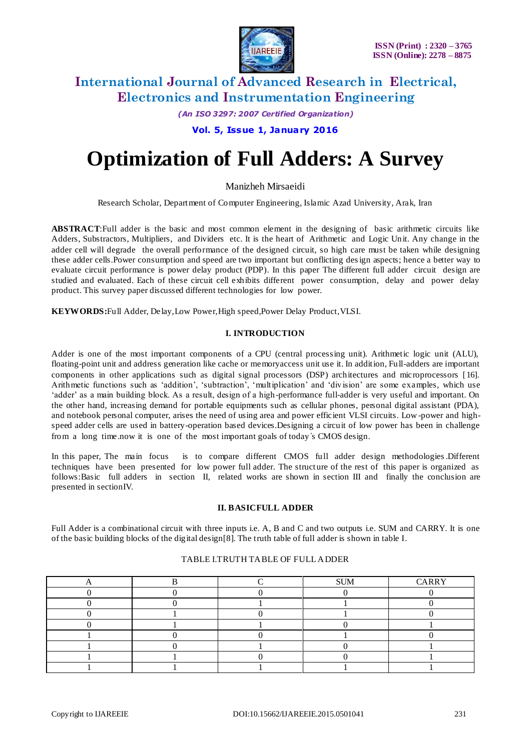# Optimization of Full Adders: A Survey

Manizheh Mirsaeidi

Research Scholar, Department of Computer Engineering, Islamic Azad University, Arak, Iran

**ABSTRACT**:Full adder is the basic and most common element in the designing of basic arithmetic circuits like Adders, Substractors, Multipliers, and Dividers etc. It is the heart of Arithmetic and Logic Unit. Any change in the adder cell will degrade the overall performance of the designed circuit, so high care must be taken while designing these adder cells.Power consumption and speed are two important but conflicting design aspects; hence a better way to evaluate circuit performance is power delay product (PDP). In this paper The different full adder circuit design are studied and evaluated. Each of these circuit cell exhibits different power consumption, delay and power delay product. This survey paper discussed different technologies for low power.

**KEYWORDS:**Full Adder, Delay,Low Power,High speed,Power Delay Product,VLSI.

## I. INTRODUCTION

Adder is one of the most important components of a CPU (central processing unit). Arithmetic logic unit (ALU), floating-point unit and address generation like cache or memoryaccess unit use it. In addition, Full-adders are important components in other applications such as digital signal processors (DSP) architectures and microprocessors [16]. Arithmetic functions such as 'addition', 'subtraction', 'multiplication' and 'division' are some examples, which use 'adder' as a main building block. As a result, design of a high-performance full-adder is very useful and important. On the other hand, increasing demand for portable equipments such as cellular phones, personal digital assistant (PDA), and notebook personal computer, arises the need of using area and power efficient VLSI circuits. Low-power and high-speed adder cells are used in battery-operation based devices.Designing a circuit of low power has been in challenge from a long time.now it is one of the most important goals of today's CMOS design.

In this paper, The main focus is to compare different CMOS full adder design methodologies.Different techniques have been presented for low power full adder. The structure of the rest of this paper is organized as follows:Basic full adders in section II, related works are shown in section III and finally the conclusion are presented in sectionIV.

## II. BASICFULL ADDER

Full Adder is a combinational circuit with three inputs i.e. A, B and C and two outputs i.e. SUM and CARRY. It is one of the basic building blocks of the digital design[8]. The truth table of full adder is shown in table I.

TABLE I.TRUTH TABLE OF FULL ADDER

| A | B | C | SUM | CARRY |
|---|---|---|---|---|
| 0 | 0 | 0 | 0 | 0 |
| 0 | 0 | 1 | 1 | 0 |
| 0 | 1 | 0 | 1 | 0 |
| 0 | 1 | 1 | 0 | 1 |
| 1 | 0 | 0 | 1 | 0 |
| 1 | 0 | 1 | 0 | 1 |
| 1 | 1 | 0 | 0 | 1 |
| 1 | 1 | 1 | 1 | 1 |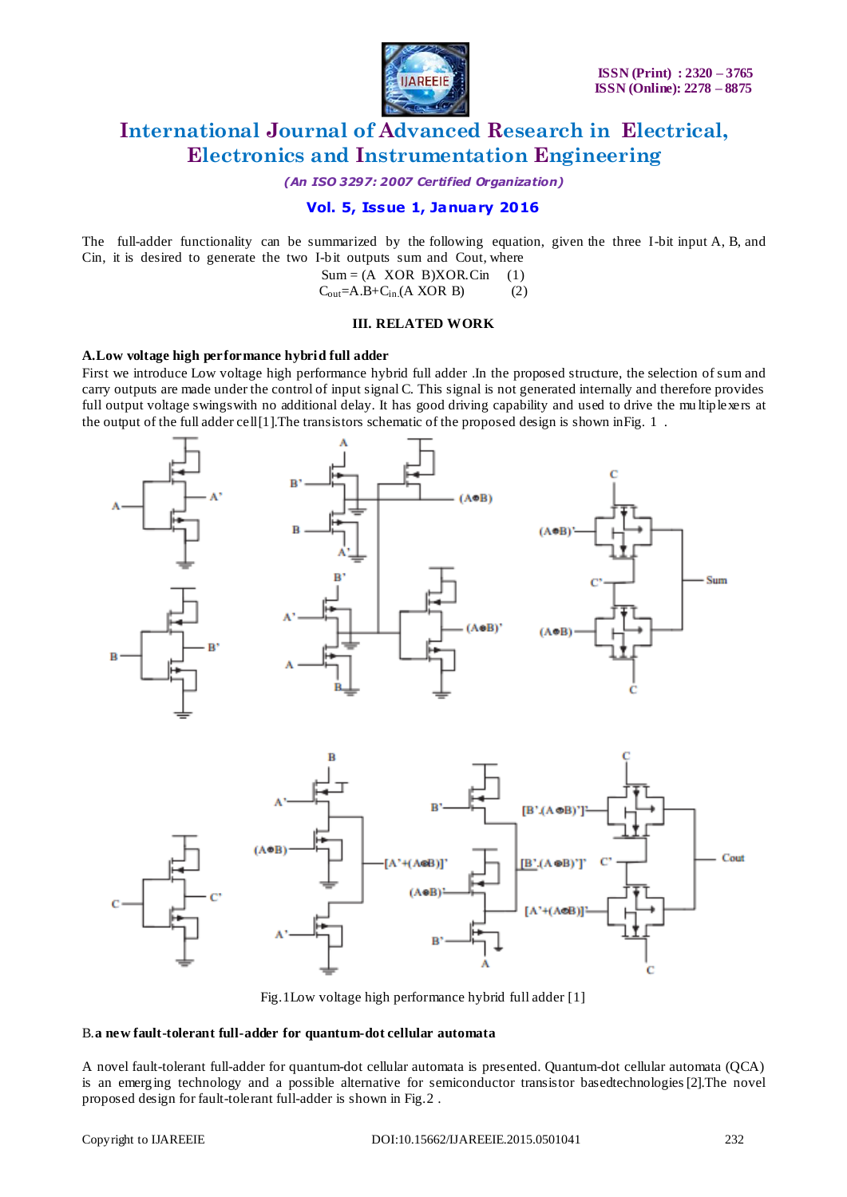The full-adder functionality can be summarized by the following equation, given the three I-bit input A, B, and Cin, it is desired to generate the two I-bit outputs sum and Cout, where

$$\text{Sum} = (A \text{ XOR } B)\text{XOR}.\text{Cin} \quad (1)$$

$$C_{out} = A.B + C_{in}.(A \text{ XOR } B) \quad (2)$$

## III. RELATED WORK

### A. Low voltage high performance hybrid full adder

First we introduce Low voltage high performance hybrid full adder .In the proposed structure, the selection of sum and carry outputs are made under the control of input signal C. This signal is not generated internally and therefore provides full output voltage swingswith no additional delay. It has good driving capability and used to drive the multiplexers at the output of the full adder cell[1].The transistors schematic of the proposed design is shown inFig. 1 .

Fig.1Low voltage high performance hybrid full adder [1]

### B. a new fault-tolerant full-adder for quantum-dot cellular automata

A novel fault-tolerant full-adder for quantum-dot cellular automata is presented. Quantum-dot cellular automata (QCA) is an emerging technology and a possible alternative for semiconductor transistor basedtechnologies[2].The novel proposed design for fault-tolerant full-adder is shown in Fig.2 .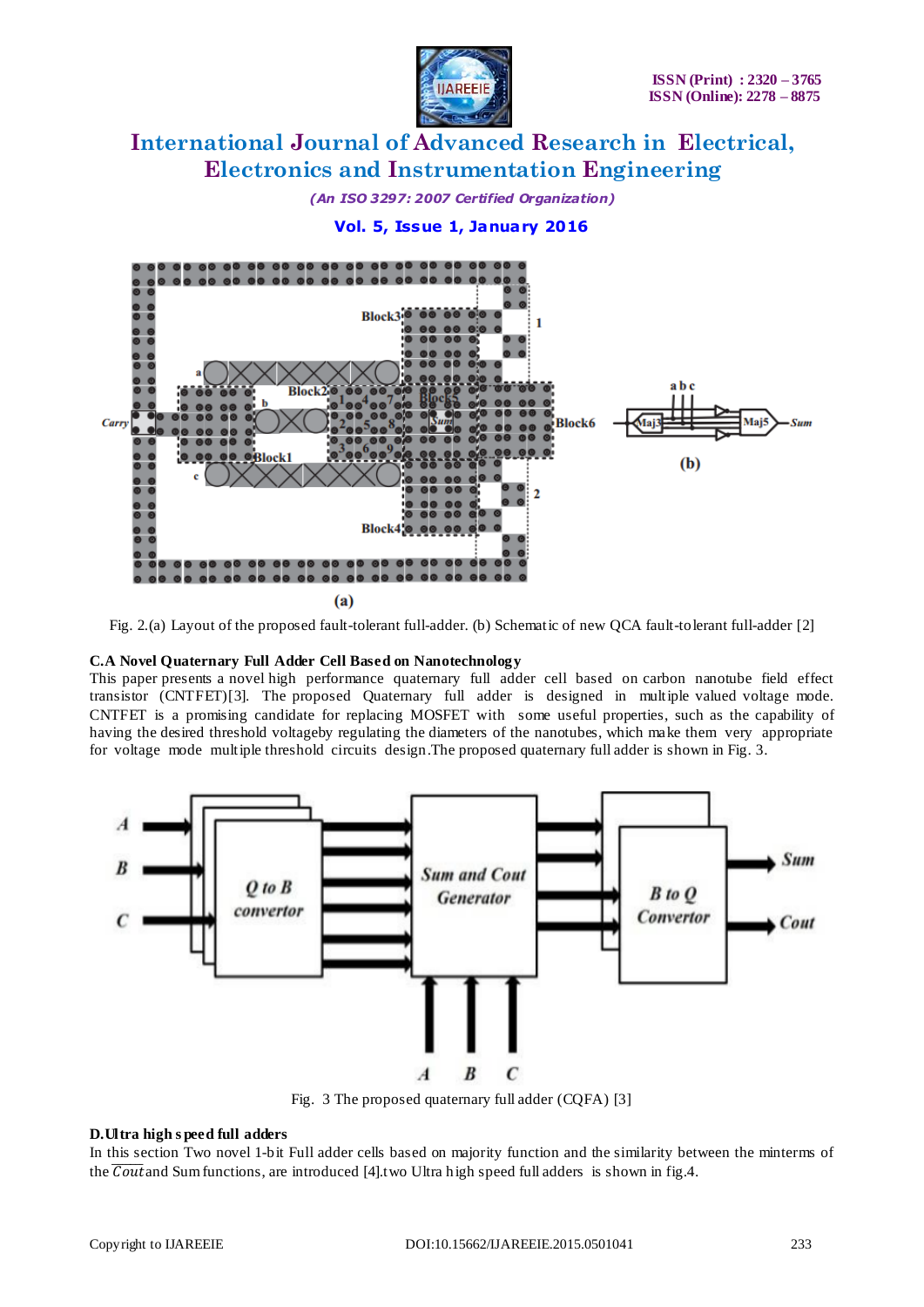Fig. 2.(a) Layout of the proposed fault-tolerant full-adder. (b) Schematic of new QCA fault-tolerant full-adder [2]

### C.A Novel Quaternary Full Adder Cell Based on Nanotechnology

This paper presents a novel high performance quaternary full adder cell based on carbon nanotube field effect transistor (CNTFET)[3]. The proposed Quaternary full adder is designed in multiple valued voltage mode. CNTFET is a promising candidate for replacing MOSFET with some useful properties, such as the capability of having the desired threshold voltageby regulating the diameters of the nanotubes, which make them very appropriate for voltage mode multiple threshold circuits design.The proposed quaternary full adder is shown in Fig. 3.

Fig. 3 The proposed quaternary full adder (CQFA) [3]

### D.Ultra high speed full adders

In this section Two novel 1-bit Full adder cells based on majority function and the similarity between the minterms of the $\overline{Cout}$ and Sum functions, are introduced [4].two Ultra high speed full adders is shown in fig.4.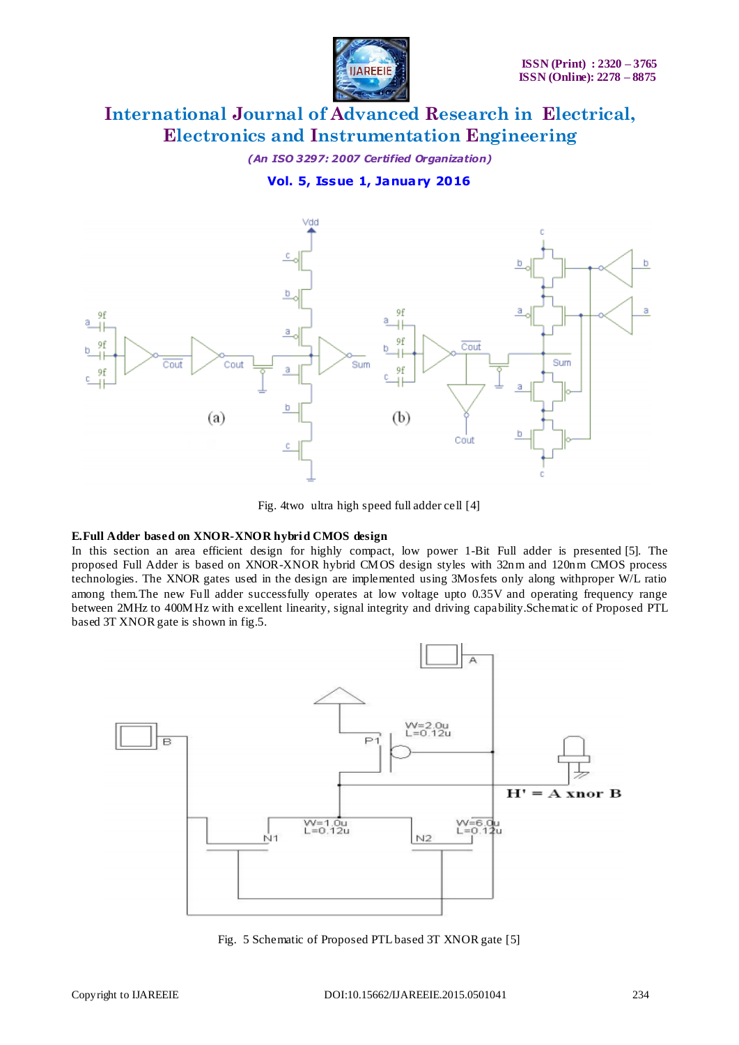Fig. 4two ultra high speed full adder cell [4]

**E.Full Adder based on XNOR-XNOR hybrid CMOS design**

In this section an area efficient design for highly compact, low power 1-Bit Full adder is presented [5]. The proposed Full Adder is based on XNOR-XNOR hybrid CMOS design styles with 32nm and 120nm CMOS process technologies. The XNOR gates used in the design are implemented using 3Mosfets only along withproper W/L ratio among them.The new Full adder successfully operates at low voltage upto 0.35V and operating frequency range between 2MHz to 400MHz with excellent linearity, signal integrity and driving capability.Schematic of Proposed PTL based 3T XNOR gate is shown in fig.5.

Fig. 5 Schematic of Proposed PTL based 3T XNOR gate [5]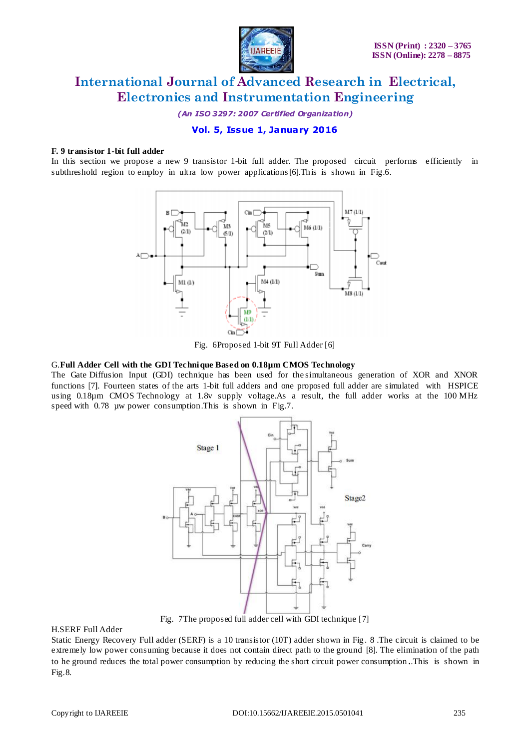**F. 9 transistor 1-bit full adder**

In this section we propose a new 9 transistor 1-bit full adder. The proposed circuit performs efficiently in subthreshold region to employ in ultra low power applications[6].This is shown in Fig.6.

Fig. 6Proposed 1-bit 9T Full Adder [6]

G.**Full Adder Cell with the GDI Technique Based on 0.18µm CMOS Technology**

The Gate Diffusion Input (GDI) technique has been used for the simultaneous generation of XOR and XNOR functions [7]. Fourteen states of the arts 1-bit full adders and one proposed full adder are simulated with HSPICE using 0.18µm CMOS Technology at 1.8v supply voltage.As a result, the full adder works at the 100 MHz speed with 0.78 µw power consumption.This is shown in Fig.7.

Fig. 7The proposed full adder cell with GDI technique [7]

H.SERF Full Adder

Static Energy Recovery Full adder (SERF) is a 10 transistor (10T) adder shown in Fig. 8 .The circuit is claimed to be extremely low power consuming because it does not contain direct path to the ground [8]. The elimination of the path to he ground reduces the total power consumption by reducing the short circuit power consumption..This is shown in Fig.8.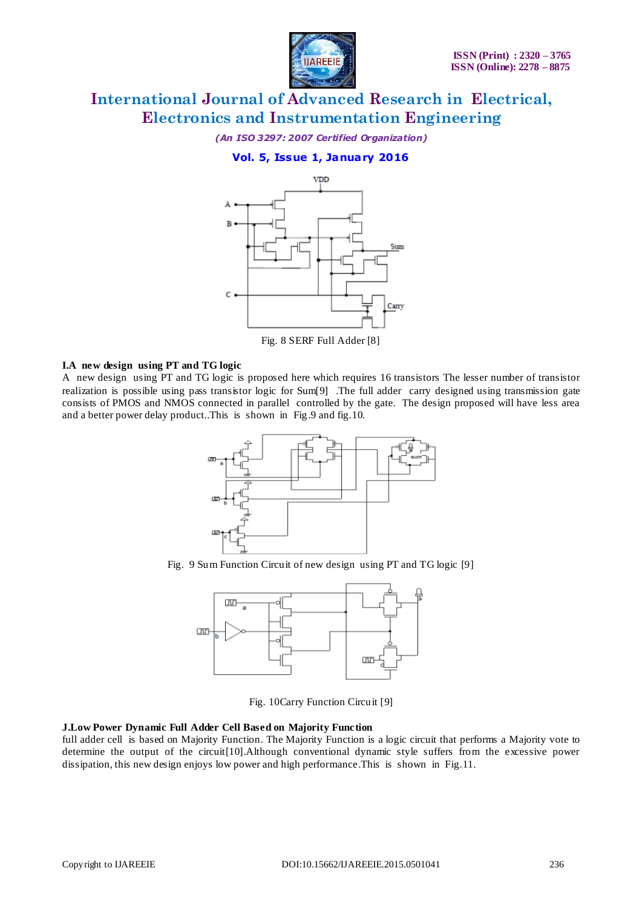Fig. 8 SERF Full Adder [8]

**I.A new design using PT and TG logic**

A new design using PT and TG logic is proposed here which requires 16 transistors The lesser number of transistor realization is possible using pass transistor logic for Sum[9] .The full adder carry designed using transmission gate consists of PMOS and NMOS connected in parallel controlled by the gate. The design proposed will have less area and a better power delay product..This is shown in Fig.9 and fig.10.

Fig. 9 Sum Function Circuit of new design using PT and TG logic [9]

Fig. 10Carry Function Circuit [9]

**J.Low Power Dynamic Full Adder Cell Based on Majority Function**

full adder cell is based on Majority Function. The Majority Function is a logic circuit that performs a Majority vote to determine the output of the circuit[10].Although conventional dynamic style suffers from the excessive power dissipation, this new design enjoys low power and high performance.This is shown in Fig.11.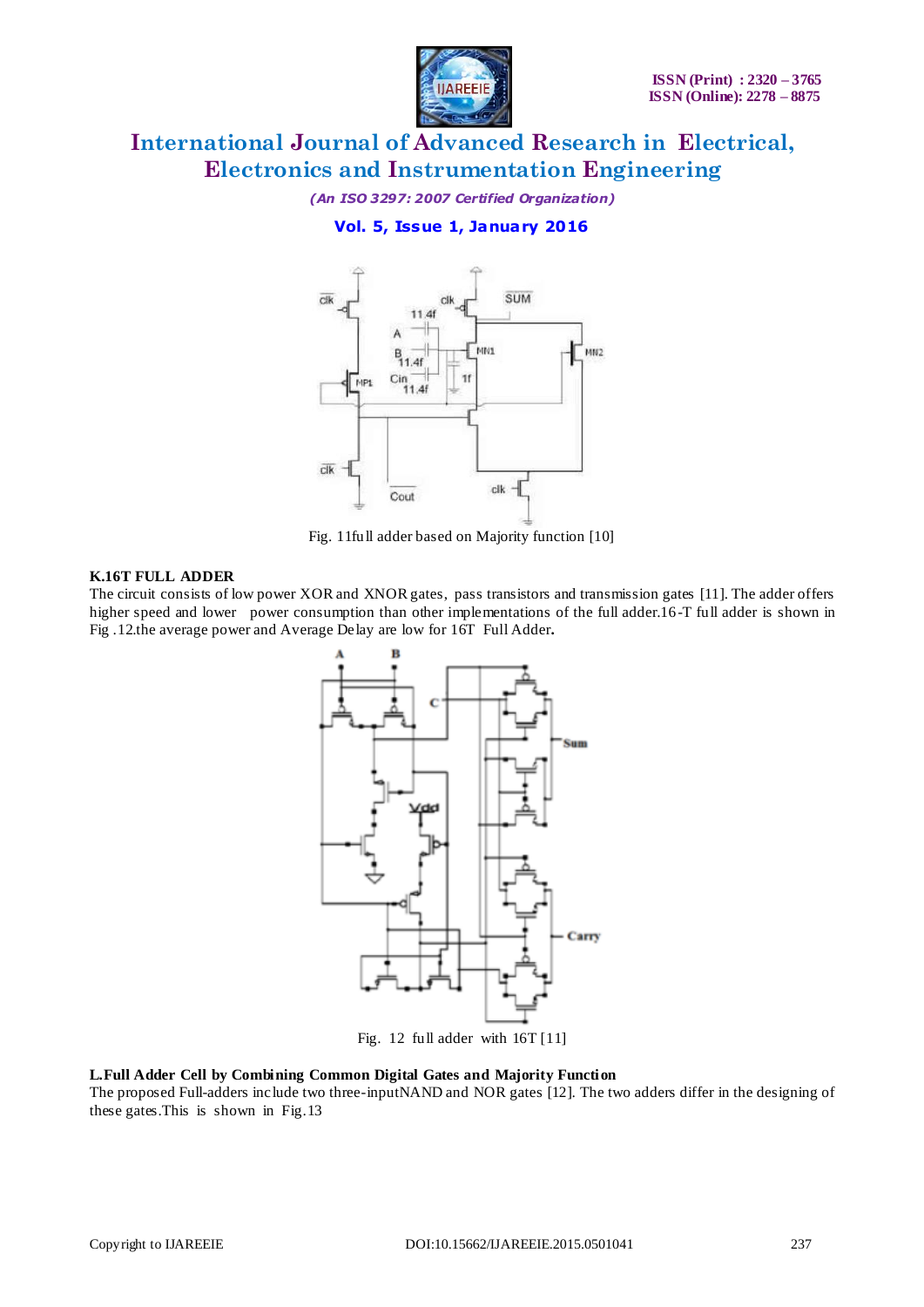Fig. 11full adder based on Majority function [10]

**K.16T FULL ADDER**

The circuit consists of low power XOR and XNOR gates, pass transistors and transmission gates [11]. The adder offers higher speed and lower power consumption than other implementations of the full adder.16-T full adder is shown in Fig .12.the average power and Average Delay are low for 16T Full Adder**.**

Fig. 12 full adder with 16T [11]

**L.Full Adder Cell by Combining Common Digital Gates and Majority Function**

The proposed Full-adders include two three-inputNAND and NOR gates [12]. The two adders differ in the designing of these gates.This is shown in Fig.13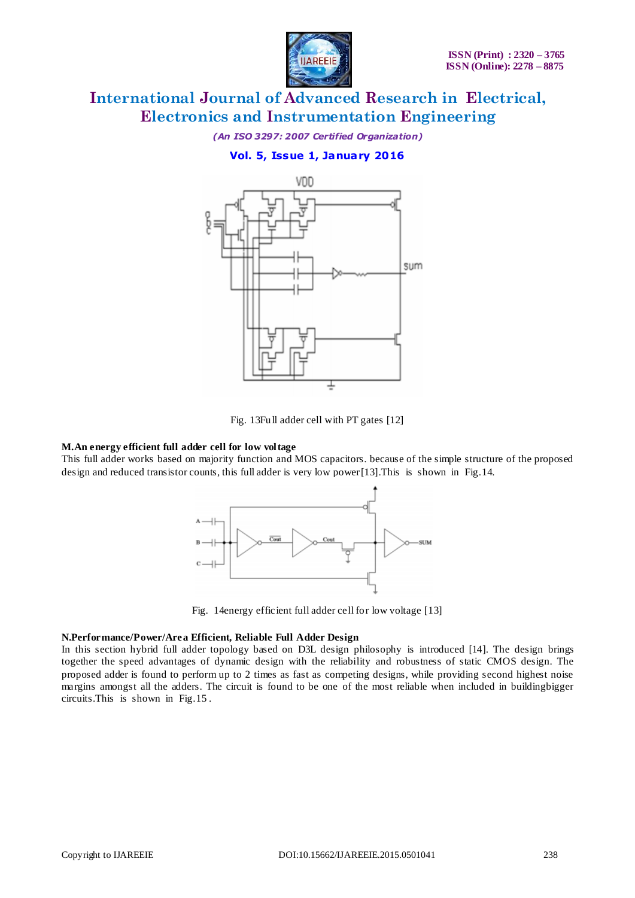Fig. 13Full adder cell with PT gates [12]

**M.An energy efficient full adder cell for low voltage**

This full adder works based on majority function and MOS capacitors. because of the simple structure of the proposed design and reduced transistor counts, this full adder is very low power[13].This is shown in Fig.14.

Fig. 14energy efficient full adder cell for low voltage [13]

**N.Performance/Power/Area Efficient, Reliable Full Adder Design**

In this section hybrid full adder topology based on D3L design philosophy is introduced [14]. The design brings together the speed advantages of dynamic design with the reliability and robustness of static CMOS design. The proposed adder is found to perform up to 2 times as fast as competing designs, while providing second highest noise margins amongst all the adders. The circuit is found to be one of the most reliable when included in buildingbigger circuits.This is shown in Fig.15 .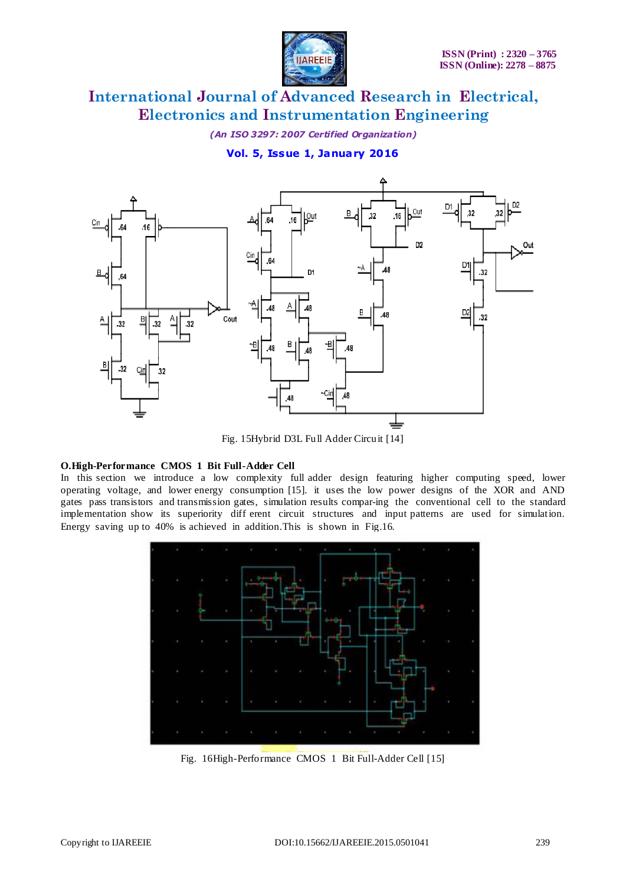Fig. 15Hybrid D3L Full Adder Circuit [14]

**O.High-Performance CMOS 1 Bit Full-Adder Cell**

In this section we introduce a low complexity full adder design featuring higher computing speed, lower operating voltage, and lower energy consumption [15]. it uses the low power designs of the XOR and AND gates pass transistors and transmission gates, simulation results compar-ing the conventional cell to the standard implementation show its superiority different circuit structures and input patterns are used for simulation. Energy saving up to 40% is achieved in addition.This is shown in Fig.16.

Fig. 16High-Performance CMOS 1 Bit Full-Adder Cell [15]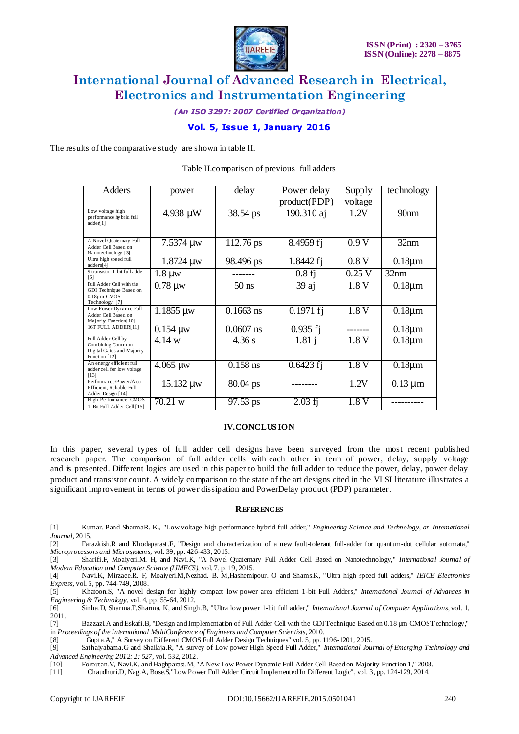The results of the comparative study are shown in table II.

Table II.comparison of previous full adders

| Adders | power | delay | Power delay product(PDP) | Supply voltage | technology |
|---|---|---|---|---|---|
| Low voltage high performance hybrid full adder[1] | 4.938 µW | 38.54 ps | 190.310 aj | 1.2V | 90nm |
| A Novel Quaternary Full Adder Cell Based on Nanotechnology [3] | 7.5374 µw | 112.76 ps | 8.4959 fj | 0.9 V | 32nm |
| Ultra high speed full adders[4] | 1.8724 µw | 98.496 ps | 1.8442 fj | 0.8 V | 0.18µm |
| 9 transistor 1-bit full adder [6] | 1.8 µw | ------- | 0.8 fj | 0.25 V | 32nm |
| Full Adder Cell with the GDI Technique Based on 0.18µm CMOS Technology [7] | 0.78 µw | 50 ns | 39 aj | 1.8 V | 0.18µm |
| Low Power Dynamic Full Adder Cell Based on Majority Function[10] | 1.1855 µw | 0.1663 ns | 0.1971 fj | 1.8 V | 0.18µm |
| 16T FULL ADDER[11] | 0.154 µw | 0.0607 ns | 0.935 fj | ------- | 0.18µm |
| Full Adder Cell by Combining Common Digital Gates and Majority Function [12] | 4.14 w | 4.36 s | 1.81 j | 1.8 V | 0.18µm |
| An energy efficient full adder cell for low voltage [13] | 4.065 µw | 0.158 ns | 0.6423 fj | 1.8 V | 0.18µm |
| Performance/Power/Area Efficient, Reliable Full Adder Design [14] | 15.132 µw | 80.04 ps | -------- | 1.2V | 0.13 µm |
| High-Performance CMOS 1 Bit Full-Adder Cell [15] | 70.21 w | 97.53 ps | 2.03 fj | 1.8 V | ---------- |

## IV.CONCLUSION

In this paper, several types of full adder cell designs have been surveyed from the most recent published research paper. The comparison of full adder cells with each other in term of power, delay, supply voltage and is presented. Different logics are used in this paper to build the full adder to reduce the power, delay, power delay product and transistor count. A widely comparison to the state of the art designs cited in the VLSI literature illustrates a significant improvement in terms of power dissipation and PowerDelay product (PDP) parameter.

## REFERENCES

[1] Kumar. Pand SharmaR. K., "Low voltage high performance hybrid full adder," *Engineering Science and Technology, an International Journal*, 2015.

[2] Farazkish.R and Khodaparast.F, "Design and characterization of a new fault-tolerant full-adder for quantum-dot cellular automata," *Microprocessors and Microsystems*, vol. 39, pp. 426-433, 2015.

[3] Sharifi.F, Moaiyeri.M. H, and Navi.K, "A Novel Quaternary Full Adder Cell Based on Nanotechnology," *International Journal of Modern Education and Computer Science (IJMECS)*, vol. 7, p. 19, 2015.

[4] Navi.K, Mirzaee.R. F, Moaiyeri.M,Nezhad. B. M,Hashemipour. O and Shams.K, "Ultra high speed full adders," *IEICE Electronics Express*, vol. 5, pp. 744-749, 2008.

[5] Khatoon.S, "A novel design for highly compact low power area efficient 1-bit Full Adders," *International Journal of Advances in Engineering & Technology*, vol. 4, pp. 55-64, 2012.

[6] Sinha.D, Sharma.T,Sharma. K, and Singh.B, "Ultra low power 1-bit full adder," *International Journal of Computer Applications*, vol. 1, 2011.

[7] Bazzazi.A and Eskafi.B, "Design and Implementation of Full Adder Cell with the GDI Technique Based on 0.18 µm CMOS Technology," in *Proceedings of the International MultiConference of Engineers and Computer Scientists*, 2010.

[8] Gupta.A," A Survey on Different CMOS Full Adder Design Techniques" vol. 5, pp. 1196-1201, 2015.

[9] Sathaiyabama.G and Shailaja.R, "A survey of Low power High Speed Full Adder," *International Journal of Emerging Technology and Advanced Engineering 2012: 2: 527*, vol. 532, 2012.

[10] Foroutan.V, Navi.K, and Haghparast.M, "A New Low Power Dynamic Full Adder Cell Based on Majority Function 1," 2008.

[11] Chaudhuri.D, Nag.A, Bose.S,"Low Power Full Adder Circuit Implemented In Different Logic", vol. 3, pp. 124-129, 2014.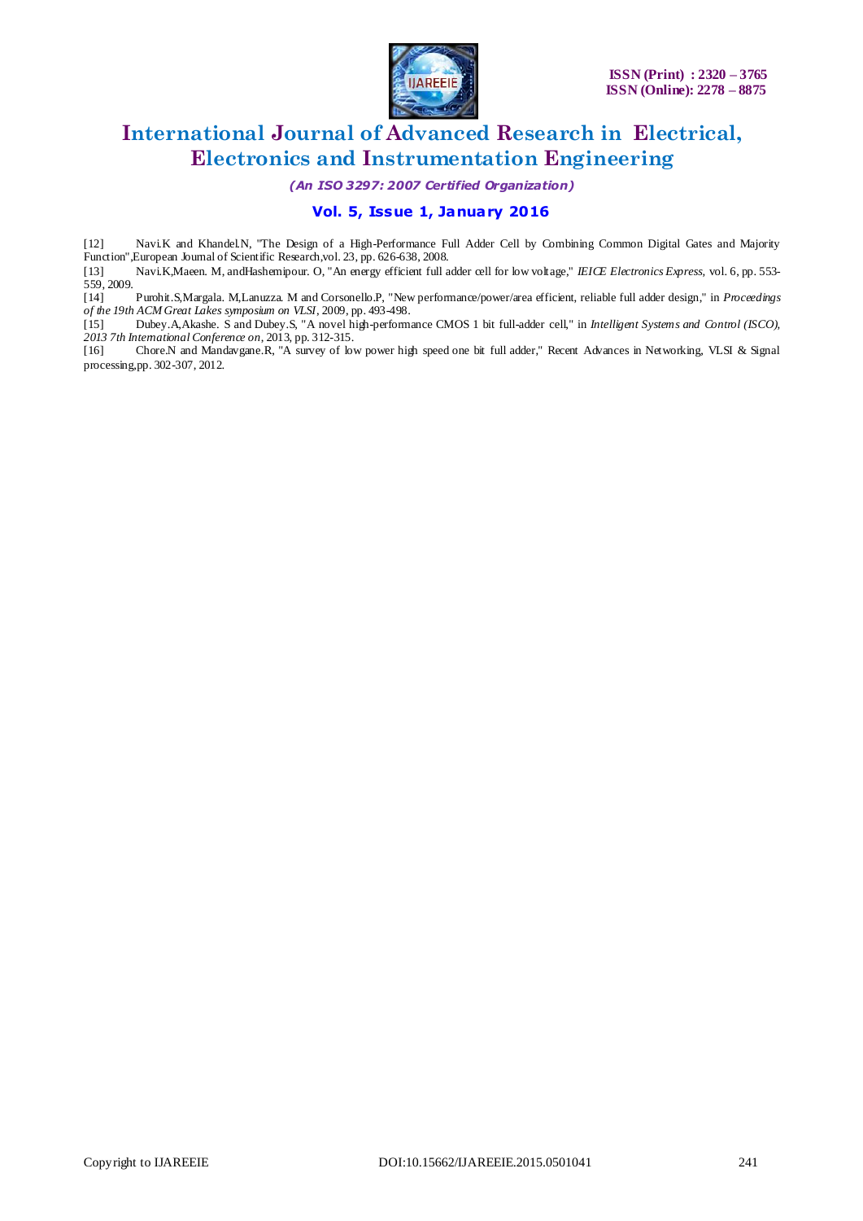[12] Navi.K and Khandel.N, "The Design of a High-Performance Full Adder Cell by Combining Common Digital Gates and Majority Function",European Journal of Scientific Research,vol. 23, pp. 626-638, 2008.

[13] Navi.K,Maeen. M, andHashemipour. O, "An energy efficient full adder cell for low voltage," *IEICE Electronics Express*, vol. 6, pp. 553-559, 2009.

[14] Purohit.S,Margala. M,Lanuzza. M and Corsonello.P, "New performance/power/area efficient, reliable full adder design," in *Proceedings of the 19th ACM Great Lakes symposium on VLSI*, 2009, pp. 493-498.

[15] Dubey.A,Akashe. S and Dubey.S, "A novel high-performance CMOS 1 bit full-adder cell," in *Intelligent Systems and Control (ISCO), 2013 7th International Conference on*, 2013, pp. 312-315.

[16] Chore.N and Mandavgane.R, "A survey of low power high speed one bit full adder," Recent Advances in Networking, VLSI & Signal processing,pp. 302-307, 2012.